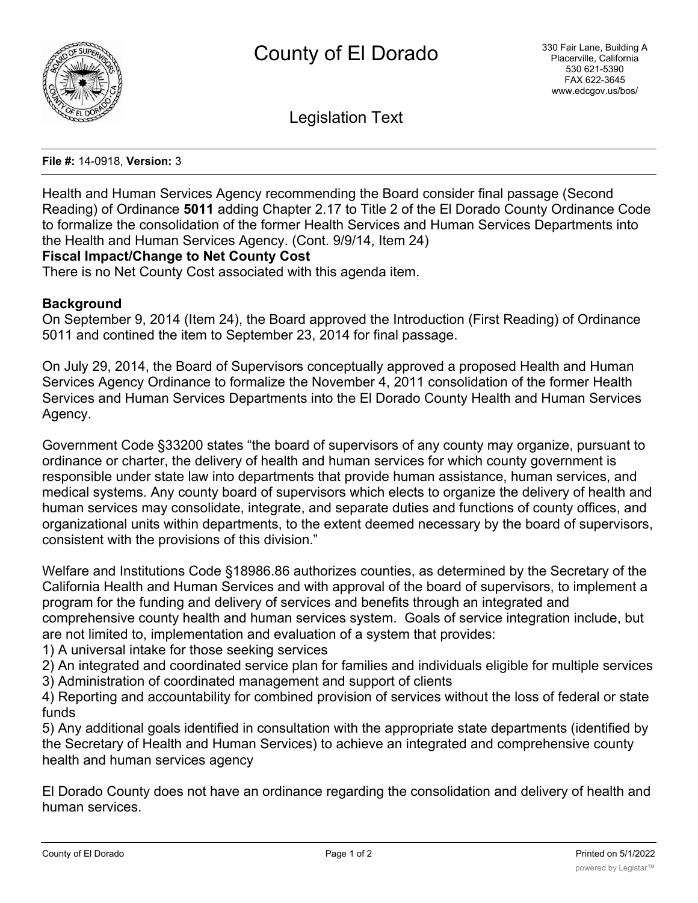# County of El Dorado

330 Fair Lane, Building A
Placerville, California
530 621-5390
FAX 622-3645
www.edcgov.us/bos/

## Legislation Text

**File #:** 14-0918, **Version:** 3

Health and Human Services Agency recommending the Board consider final passage (Second Reading) of Ordinance **5011** adding Chapter 2.17 to Title 2 of the El Dorado County Ordinance Code to formalize the consolidation of the former Health Services and Human Services Departments into the Health and Human Services Agency. (Cont. 9/9/14, Item 24)

**Fiscal Impact/Change to Net County Cost**

There is no Net County Cost associated with this agenda item.

**Background**

On September 9, 2014 (Item 24), the Board approved the Introduction (First Reading) of Ordinance 5011 and contined the item to September 23, 2014 for final passage.

On July 29, 2014, the Board of Supervisors conceptually approved a proposed Health and Human Services Agency Ordinance to formalize the November 4, 2011 consolidation of the former Health Services and Human Services Departments into the El Dorado County Health and Human Services Agency.

Government Code §33200 states "the board of supervisors of any county may organize, pursuant to ordinance or charter, the delivery of health and human services for which county government is responsible under state law into departments that provide human assistance, human services, and medical systems. Any county board of supervisors which elects to organize the delivery of health and human services may consolidate, integrate, and separate duties and functions of county offices, and organizational units within departments, to the extent deemed necessary by the board of supervisors, consistent with the provisions of this division."

Welfare and Institutions Code §18986.86 authorizes counties, as determined by the Secretary of the California Health and Human Services and with approval of the board of supervisors, to implement a program for the funding and delivery of services and benefits through an integrated and comprehensive county health and human services system. Goals of service integration include, but are not limited to, implementation and evaluation of a system that provides:

1) A universal intake for those seeking services
2) An integrated and coordinated service plan for families and individuals eligible for multiple services
3) Administration of coordinated management and support of clients
4) Reporting and accountability for combined provision of services without the loss of federal or state funds
5) Any additional goals identified in consultation with the appropriate state departments (identified by the Secretary of Health and Human Services) to achieve an integrated and comprehensive county health and human services agency

El Dorado County does not have an ordinance regarding the consolidation and delivery of health and human services.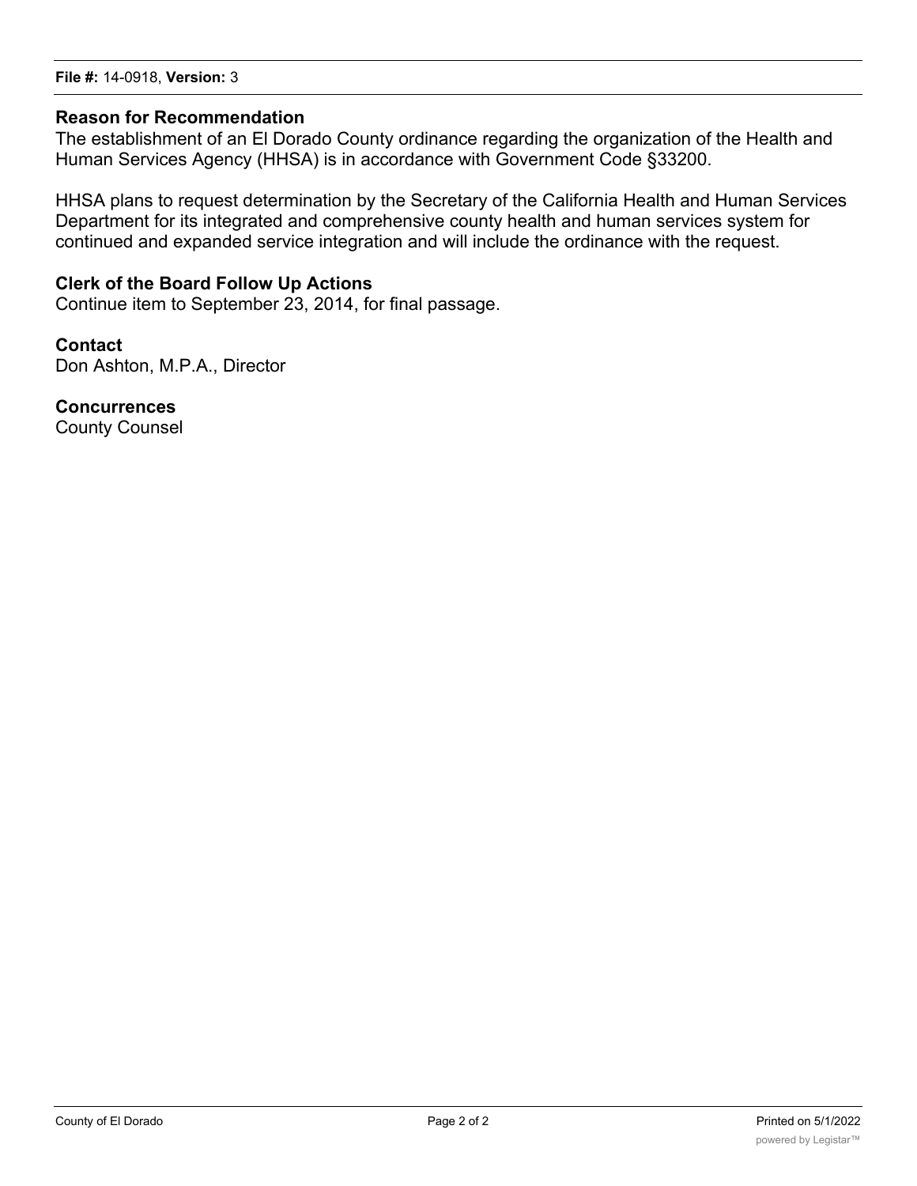## Reason for Recommendation

The establishment of an El Dorado County ordinance regarding the organization of the Health and Human Services Agency (HHSA) is in accordance with Government Code §33200.

HHSA plans to request determination by the Secretary of the California Health and Human Services Department for its integrated and comprehensive county health and human services system for continued and expanded service integration and will include the ordinance with the request.

## Clerk of the Board Follow Up Actions

Continue item to September 23, 2014, for final passage.

## Contact

Don Ashton, M.P.A., Director

## Concurrences

County Counsel